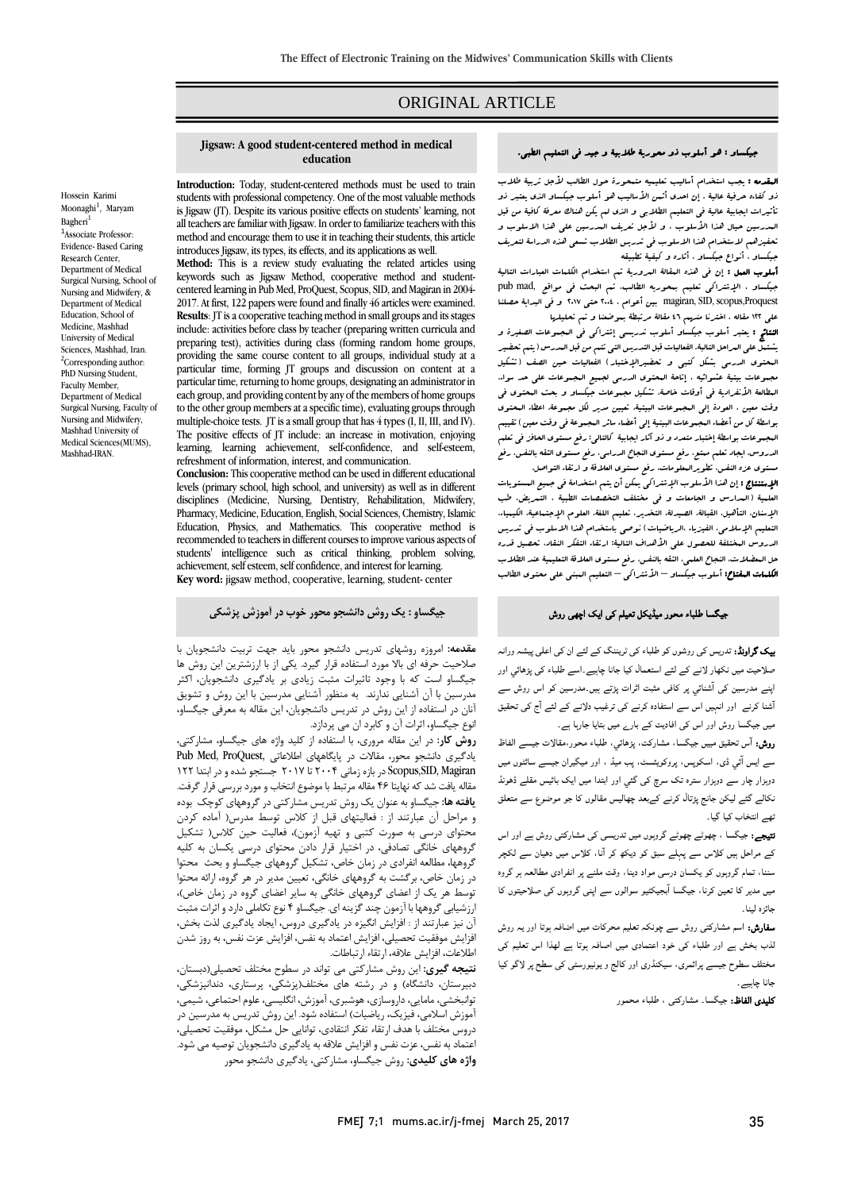# ORIGINAL ARTICLE

## Jigsaw: A good student-centered method in medical education

Hossein Karimi Moonaghi[1], Maryam Bagheri[1]

[1]Associate Professor: Evidence- Based Caring Research Center, Department of Medical Surgical Nursing, School of Nursing and Midwifery, & Department of Medical Education, School of Medicine, Mashhad University of Medical Sciences, Mashhad, Iran.
[2]Corresponding author: PhD Nursing Student, Faculty Member, Department of Medical Surgical Nursing, Faculty of Nursing and Midwifery, Mashhad University of Medical Sciences(MUMS), Mashhad-IRAN.

**Introduction:** Today, student-centered methods must be used to train students with professional competency. One of the most valuable methods is Jigsaw (JT). Despite its various positive effects on students' learning, not all teachers are familiar with Jigsaw. In order to familiarize teachers with this method and encourage them to use it in teaching their students, this article introduces Jigsaw, its types, its effects, and its applications as well.

**Method:** This is a review study evaluating the related articles using keywords such as Jigsaw Method, cooperative method and student-centered learning in Pub Med, ProQuest, Scopus, SID, and Magiran in 2004-2017. At first, 122 papers were found and finally 46 articles were examined.

**Results**: JT is a cooperative teaching method in small groups and its stages include: activities before class by teacher (preparing written curricula and preparing test), activities during class (forming random home groups, providing the same course content to all groups, individual study at a particular time, forming JT groups and discussion on content at a particular time, returning to home groups, designating an administrator in each group, and providing content by any of the members of home groups to the other group members at a specific time), evaluating groups through multiple-choice tests. JT is a small group that has 4 types (I, II, III, and IV). The positive effects of JT include: an increase in motivation, enjoying learning, learning achievement, self-confidence, and self-esteem, refreshment of information, interest, and communication.

**Conclusion:** This cooperative method can be used in different educational levels (primary school, high school, and university) as well as in different disciplines (Medicine, Nursing, Dentistry, Rehabilitation, Midwifery, Pharmacy, Medicine, Education, English, Social Sciences, Chemistry, Islamic Education, Physics, and Mathematics. This cooperative method is recommended to teachers in different courses to improve various aspects of students' intelligence such as critical thinking, problem solving, achievement, self esteem, self confidence, and interest for learning.

**Key word:** jigsaw method, cooperative, learning, student- center

## جيكساو : هو أسلوب ذو محورية طلابية و جيد في التعليم الطبي.

**المقدمه :** يجب استخدام أساليب تعليمية متمحورة حول الطالب لأجل تربية طلاب ذو كفاءه حرفية عالية . إن احدى أثمن الأساليب هو أسلوب جيكساو الذي يعتبر ذو تأثيرات ايجابية عالية في التعليم الطلابي و الذي لم يكن هناك معرفة كافية من قبل المدرسين حيال هذا الأسلوب ، و لأجل تعريف المدرسين على هذا الاسلوب و تحفيزهم لاستخدام هذا الاسلوب في تدريس الطلاب تسعى هذه الدراسة لتعريف جيكساو ، أنواع جيكساو ، آثاره و كيفية تطبيقه

**أسلوب العمل :** إن في هذه المقالة المرورية تم استخدام الكلمات العبارات التالية جيكساو ، الإشتراكي تعليم بمحورية الطالب. ثم البحث في مواقع pub mad, magiran, SID, scopus,Proquest بين أعوام ، ٢٠٠٤ حتى ٢٠١٧ و في البداية حصلنا على ١٢٢ مقاله ، اخترنا منهم ٤٦ مقالة مرتبطة بموضعنا و تم تحليلها

**النتائج :** يعتبر أسلوب جيكساو أسلوب تدريسي إشتراكي في المجموعات الصغيرة و يشتمل على المراحل التالية. الفعاليات قبل التدريس التي تتم من قبل المدرس (يتم تحضير المحتوى الدرسي بشكل كتبي و تحضيرالإختبار) الفعاليات حين الصف (تشكيل مجموعات بيتية عشوائيه ، إتاحة المحتوى الدرسي لجميع المجموعات على حد سواء، المطالعة الأنفرادية في أوقات خاصة، تشكيل مجموعات جيكساو و بحث المحتوى في وقت معين ، العودة إلى المجموعات البيتية، تعيين مدير لكل مجموعة، اعطاء المحتوى بواسطة كل من أعضاء المجموعات البيتية إلى أعضاء سائر المجموعة في وقت معين) تقييم المجموعات بواسطة إختبار متعدد و ذو آثار ايجابية كالتالي: رفع مستوى الحافز في تعلم الدروس، ايجاد تعلم ممتع، رفع مستوى النجاح الدراسي، رفع مستوى الثقة بالنفس، رفع مستوى عزه النفس، تطويرالمعلومات، رفع مستوى العلاقة و ارتقاء التواصل.

**الإستنتاج :** إن هذا الأسلوب الإشتراكي يمكن أن يتم استخدامة في جميع المستويات العلمية (المدارس و الجامعات) و في مختلف التخصصات الطبية ، التمريض، طب الإسنان، التأهيل، القبالة، الصيدلة، التخدير، تعليم اللغة، العلوم الإجتماعية، الكيمياء، التعليم الإسلامي، الفيزياء ،الرياضيات) نوصي باستخدام هذا الاسلوب في تدريس الدروس المختلفة للحصول على الأهداف التالية: ارتقاء التفكر النقاد، تحصيل قدره حل المضلات، النجاح العلمي، الثقه بالنفس، رفع مستوى العلاقة التعليمية عند الطلاب

**الكلمات المفتاح:** أسلوب جيكساو – الأشتراكي – التعليم المبني على محتوى الطالب

## جیگساو : یک روش دانشجو محور خوب در آموزش پزشکی

**مقدمه:** امروزه روشهای تدریس دانشجو محور باید جهت تربیت دانشجویان با صلاحیت حرفه ای بالا مورد استفاده قرار گیرد. یکی از با ارزشترین این روش ها جیگساو است که با وجود تاثیرات مثبت زیادی بر یادگیری دانشجویان، اکثر مدرسین با آن آشنایی ندارند. به منظور آشنایی مدرسین با این روش و تشویق آنان در استفاده از این روش در تدریس دانشجویان، این مقاله به معرفی جیگساو، انوع جیگساو، اثرات آن و کابرد ان می پردازد.

**روش کار:** در این مقاله مروری، با استفاده از کلید واژه های جیگساو، مشارکتی، یادگیری دانشجو محور، مقالات در پایگاههای اطلاعاتی Pub Med, ProQuest, Scopus,SID, Magiran در بازه زمانی ۲۰۰۴ تا ۲۰۱۷ جستجو شده و در ابتدا ۱۲۲ مقاله یافت شد که نهایتا ۴۶ مقاله مرتبط با موضوع انتخاب و مورد بررسی قرار گرفت.

**یافته ها:** جیگساو به عنوان یک روش تدریس مشارکتی در گروههای کوچک بوده و مراحل آن عبارتند از : فعالیتهای قبل از کلاس توسط مدرس( آماده کردن محتوای درسی به صورت کتبی و تهیه آزمون)، فعالیت حین کلاس( تشکیل گروههای خانگی تصادفی، در اختیار قرار دادن محتوای درسی یکسان به کلیه گروهها، مطالعه انفرادی در زمان خاص، تشکیل گروههای جیگساو و بحث محتوا در زمان خاص، برگشت به گروههای خانگی، تعیین مدیر در هر گروه، ارائه محتوا توسط هر یک از اعضای گروههای خانگی به سایر اعضای گروه در زمان خاص)، ارزشیابی گروهها با آزمون چند گزینه ای. جیگساو ۴ نوع تکاملی دارد و اثرات مثبت آن نیز عبارتند از : افزایش انگیزه در یادگیری دروس، ایجاد یادگیری لذت بخش، افزایش موفقیت تحصیلی، افزایش اعتماد به نفس، افزایش عزت نفس، به روز شدن اطلاعات، افزایش علاقه، ارتقاء ارتباطات.

**نتیجه گیری:** این روش مشارکتی می تواند در سطوح مختلف تحصیلی(دبستان، دبیرستان، دانشگاه) و در رشته های مختلف(پزشکی، پرستاری، دندانپزشکی، توانبخشی، مامایی، داروسازی، هوشبری، آموزش، انگلیسی، علوم احتماعی، شیمی، آموزش اسلامی، فیزیک، ریاضیات) استفاده شود. این روش تدریس به مدرسین در دروس مختلف با هدف ارتقاء تفکر انتقادی، توانایی حل مشکل، موفقیت تحصیلی، اعتماد به نفس، عزت نفس و افزایش علاقه به یادگیری دانشجویان توصیه می شود.

**واژه های کلیدی:** روش جیگساو، مشارکتی، یادگیری دانشجو محور

## جیگسا طلباء محور میڈیکل تعلیم کی ایک اچھی روش

**بیک گراونڈ:** تدریس کی روشوں کو طلباء کی ٹریننگ کے لئے ان کی اعلی پیشہ ورانہ صلاحیت میں نکھار لانے کے لئے استعمال کیا جانا چاہیے۔اسے طلباء کی پڑھائي اور اپنے مدرسین کی آشنائي پر کافی مثبت اثرات پڑتے ہیں۔مدرسین کو اس روش سے آشنا کرنے اور انہیں اس سے استفادہ کرنے کی ترغیب دلانے کے لئے آج کی تحقیق میں جیگسا روش اور اس کی افادیت کے بارے میں بتایا جارہا ہے۔

**روش:** اس تحقیق میں جیگسا، مشارکت، پڑھائي، طلباء محور،مقالات جیسے الفاظ سے ایس آئي ڈی، اسکوپس، پروکویشت، پب میڈ ، اور میگران جیسی سائٹوں میں دوہزار چار سے دوہزار سترہ تک سرچ کی گئي اور ابتدا میں ایک بائيس مقلے ڈھونڈ نکالے گئے لیکن جانچ پڑتال کرنے کےبعد چھالیس مقالوں کا جو موضوع سے متعلق تھے انتخاب کیا گيا۔

**نتیجے:** جیگسا ، چھوٹے چھوٹے گروہوں میں تدریسی کی مشارکتی روش ہے اور اس کے مراحل ہیں کلاس سے پہلے سبق کو دیکھ کر آنا، کلاس میں دھیان سے لکچر سننا، تمام گروہوں کو یکساں درسی مواد دینا، وقت ملنے پر انفرادی مطالعہ ہر گروہ میں مدیر کا تعین کرنا، جیگسا آبجیکٹیو سوالوں سے اپنی گروہوں کی صلاحیتوں کا جائزہ لینا۔

**سفارش:** اسم مشارکتی روش سے چونکہ تعلیم محرکات میں اضافہ ہوتا اور یہ روش لذت بخش ہے اور طلباء کی خود اعتمادی میں اضافہ ہوتا ہے لھذا اس تعلیم کی مختلف سطوح جیسے پرائمری، سیکنڈری اور کالج و یونیورسٹی کی سطح پر لاگو کیا جانا چاہیے۔

**کلیدی الفاظ:** جیگسا۔ مشارکتی ، طلباء محور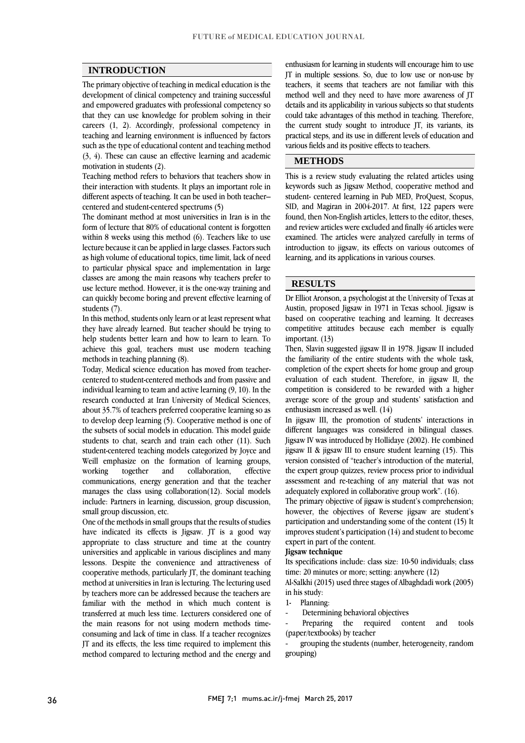## INTRODUCTION

The primary objective of teaching in medical education is the development of clinical competency and training successful and empowered graduates with professional competency so that they can use knowledge for problem solving in their careers (1, 2). Accordingly, professional competency in teaching and learning environment is influenced by factors such as the type of educational content and teaching method (3, 4). These can cause an effective learning and academic motivation in students (2).

Teaching method refers to behaviors that teachers show in their interaction with students. It plays an important role in different aspects of teaching. It can be used in both teacher–centered and student-centered spectrums (5)

The dominant method at most universities in Iran is in the form of lecture that 80% of educational content is forgotten within 8 weeks using this method (6). Teachers like to use lecture because it can be applied in large classes. Factors such as high volume of educational topics, time limit, lack of need to particular physical space and implementation in large classes are among the main reasons why teachers prefer to use lecture method. However, it is the one-way training and can quickly become boring and prevent effective learning of students (7).

In this method, students only learn or at least represent what they have already learned. But teacher should be trying to help students better learn and how to learn to learn. To achieve this goal, teachers must use modern teaching methods in teaching planning (8).

Today, Medical science education has moved from teacher-centered to student-centered methods and from passive and individual learning to team and active learning (9, 10). In the research conducted at Iran University of Medical Sciences, about 35.7% of teachers preferred cooperative learning so as to develop deep learning (5). Cooperative method is one of the subsets of social models in education. This model guide students to chat, search and train each other (11). Such student-centered teaching models categorized by Joyce and Weill emphasize on the formation of learning groups, working together and collaboration, effective communications, energy generation and that the teacher manages the class using collaboration(12). Social models include: Partners in learning, discussion, group discussion, small group discussion, etc.

One of the methods in small groups that the results of studies have indicated its effects is Jigsaw. JT is a good way appropriate to class structure and time at the country universities and applicable in various disciplines and many lessons. Despite the convenience and attractiveness of cooperative methods, particularly JT, the dominant teaching method at universities in Iran is lecturing. The lecturing used by teachers more can be addressed because the teachers are familiar with the method in which much content is transferred at much less time. Lecturers considered one of the main reasons for not using modern methods time-consuming and lack of time in class. If a teacher recognizes JT and its effects, the less time required to implement this method compared to lecturing method and the energy and enthusiasm for learning in students will encourage him to use JT in multiple sessions. So, due to low use or non-use by teachers, it seems that teachers are not familiar with this method well and they need to have more awareness of JT details and its applicability in various subjects so that students could take advantages of this method in teaching. Therefore, the current study sought to introduce JT, its variants, its practical steps, and its use in different levels of education and various fields and its positive effects to teachers.

## METHODS

This is a review study evaluating the related articles using keywords such as Jigsaw Method, cooperative method and student- centered learning in Pub MED, ProQuest, Scopus, SID, and Magiran in 2004-2017. At first, 122 papers were found, then Non-English articles, letters to the editor, theses, and review articles were excluded and finally 46 articles were examined. The articles were analyzed carefully in terms of introduction to jigsaw, its effects on various outcomes of learning, and its applications in various courses.

## RESULTS

Dr Elliot Aronson, a psychologist at the University of Texas at Austin, proposed Jigsaw in 1971 in Texas school. Jigsaw is based on cooperative teaching and learning. It decreases competitive attitudes because each member is equally important. (13)

Then, Slavin suggested jigsaw II in 1978. Jigsaw II included the familiarity of the entire students with the whole task, completion of the expert sheets for home group and group evaluation of each student. Therefore, in jigsaw II, the competition is considered to be rewarded with a higher average score of the group and students' satisfaction and enthusiasm increased as well. (14)

In jigsaw III, the promotion of students' interactions in different languages was considered in bilingual classes. Jigsaw IV was introduced by Hollidaye (2002). He combined jigsaw II & jigsaw III to ensure student learning (15). This version consisted of "teacher's introduction of the material, the expert group quizzes, review process prior to individual assessment and re-teaching of any material that was not adequately explored in collaborative group work". (16).

The primary objective of jigsaw is student's comprehension; however, the objectives of Reverse jigsaw are student's participation and understanding some of the content (15) It improves student's participation (14) and student to become expert in part of the content.

**Jigsaw technique**

Its specifications include: class size: 10-50 individuals; class time: 20 minutes or more; setting: anywhere (12)

Al-Salkhi (2015) used three stages of Albaghdadi work (2005) in his study:

1- Planning:

- Determining behavioral objectives
- Preparing the required content and tools (paper/textbooks) by teacher
- grouping the students (number, heterogeneity, random grouping)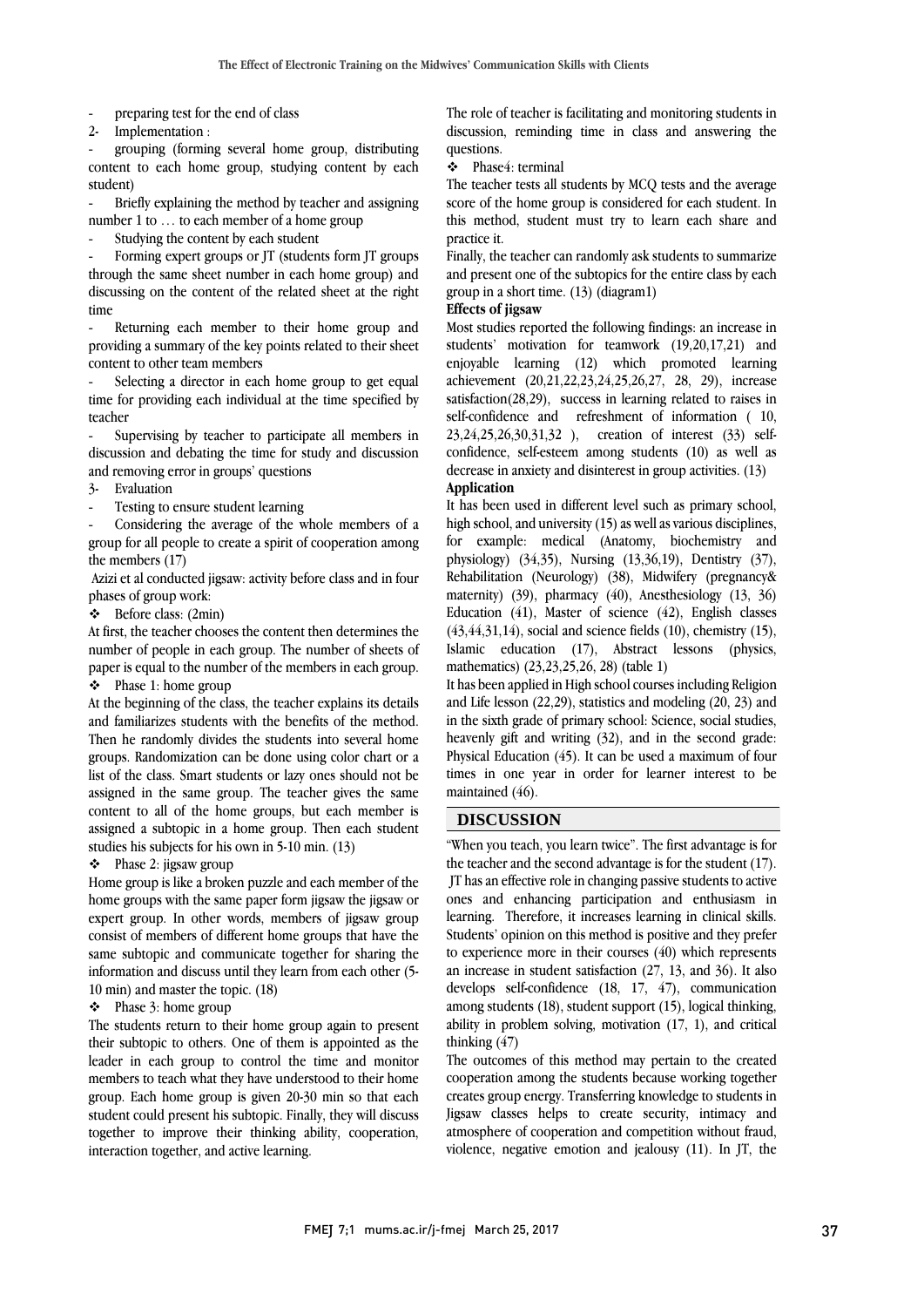- preparing test for the end of class

2- Implementation :

- grouping (forming several home group, distributing content to each home group, studying content by each student)
- Briefly explaining the method by teacher and assigning number 1 to … to each member of a home group
- Studying the content by each student
- Forming expert groups or JT (students form JT groups through the same sheet number in each home group) and discussing on the content of the related sheet at the right time
- Returning each member to their home group and providing a summary of the key points related to their sheet content to other team members
- Selecting a director in each home group to get equal time for providing each individual at the time specified by teacher
- Supervising by teacher to participate all members in discussion and debating the time for study and discussion and removing error in groups' questions

3- Evaluation

- Testing to ensure student learning
- Considering the average of the whole members of a group for all people to create a spirit of cooperation among the members (17)

Azizi et al conducted jigsaw: activity before class and in four phases of group work:

❖ Before class: (2min)

At first, the teacher chooses the content then determines the number of people in each group. The number of sheets of paper is equal to the number of the members in each group.

❖ Phase 1: home group

At the beginning of the class, the teacher explains its details and familiarizes students with the benefits of the method. Then he randomly divides the students into several home groups. Randomization can be done using color chart or a list of the class. Smart students or lazy ones should not be assigned in the same group. The teacher gives the same content to all of the home groups, but each member is assigned a subtopic in a home group. Then each student studies his subjects for his own in 5-10 min. (13)

❖ Phase 2: jigsaw group

Home group is like a broken puzzle and each member of the home groups with the same paper form jigsaw the jigsaw or expert group. In other words, members of jigsaw group consist of members of different home groups that have the same subtopic and communicate together for sharing the information and discuss until they learn from each other (5-10 min) and master the topic. (18)

❖ Phase 3: home group

The students return to their home group again to present their subtopic to others. One of them is appointed as the leader in each group to control the time and monitor members to teach what they have understood to their home group. Each home group is given 20-30 min so that each student could present his subtopic. Finally, they will discuss together to improve their thinking ability, cooperation, interaction together, and active learning.

The role of teacher is facilitating and monitoring students in discussion, reminding time in class and answering the questions.

❖ Phase4: terminal

The teacher tests all students by MCQ tests and the average score of the home group is considered for each student. In this method, student must try to learn each share and practice it.

Finally, the teacher can randomly ask students to summarize and present one of the subtopics for the entire class by each group in a short time. (13) (diagram1)

**Effects of jigsaw**

Most studies reported the following findings: an increase in students' motivation for teamwork (19,20,17,21) and enjoyable learning (12) which promoted learning achievement (20,21,22,23,24,25,26,27, 28, 29), increase satisfaction(28,29), success in learning related to raises in self-confidence and refreshment of information ( 10, 23,24,25,26,30,31,32 ), creation of interest (33) self-confidence, self-esteem among students (10) as well as decrease in anxiety and disinterest in group activities. (13)

**Application**

It has been used in different level such as primary school, high school, and university (15) as well as various disciplines, for example: medical (Anatomy, biochemistry and physiology) (34,35), Nursing (13,36,19), Dentistry (37), Rehabilitation (Neurology) (38), Midwifery (pregnancy& maternity) (39), pharmacy (40), Anesthesiology (13, 36) Education (41), Master of science (42), English classes (43,44,31,14), social and science fields (10), chemistry (15), Islamic education (17), Abstract lessons (physics, mathematics) (23,23,25,26, 28) (table 1)

It has been applied in High school courses including Religion and Life lesson (22,29), statistics and modeling (20, 23) and in the sixth grade of primary school: Science, social studies, heavenly gift and writing (32), and in the second grade: Physical Education (45). It can be used a maximum of four times in one year in order for learner interest to be maintained (46).

## DISCUSSION

"When you teach, you learn twice". The first advantage is for the teacher and the second advantage is for the student (17). JT has an effective role in changing passive students to active ones and enhancing participation and enthusiasm in learning. Therefore, it increases learning in clinical skills. Students' opinion on this method is positive and they prefer to experience more in their courses (40) which represents an increase in student satisfaction (27, 13, and 36). It also develops self-confidence (18, 17, 47), communication among students (18), student support (15), logical thinking, ability in problem solving, motivation (17, 1), and critical thinking (47)

The outcomes of this method may pertain to the created cooperation among the students because working together creates group energy. Transferring knowledge to students in Jigsaw classes helps to create security, intimacy and atmosphere of cooperation and competition without fraud, violence, negative emotion and jealousy (11). In JT, the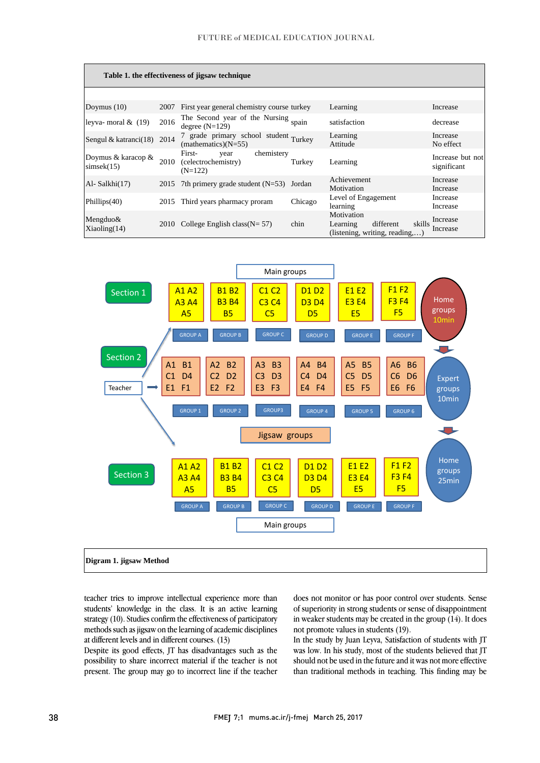**Table 1. the effectiveness of jigsaw technique**

| | | | | | |
|---|---|---|---|---|---|
| Doymus (10) | 2007 | First year general chemistry course | turkey | Learning | Increase |
| leyva- moral & (19) | 2016 | The Second year of the Nursing degree (N=129) | spain | satisfaction | decrease |
| Sengul & katranci(18) | 2014 | 7 grade primary school student (mathematics)(N=55) | Turkey | Learning<br>Attitude | Increase<br>No effect |
| Doymus & karacop & simsek(15) | 2010 | First- year chemistery (celectrochemistry) (N=122) | Turkey | Learning | Increase but not significant |
| Al- Salkhi(17) | 2015 | 7th primery grade student (N=53) | Jordan | Achievement<br>Motivation | Increase<br>Increase |
| Phillips(40) | 2015 | Third years pharmacy proram | Chicago | Level of Engagement<br>learning | Increase<br>Increase |
| Mengduo& Xiaoling(14) | 2010 | College English class(N= 57) | chin | Motivation<br>Learning different skills (listening, writing, reading,…) | Increase<br>Increase |

**Digram 1. jigsaw Method**

teacher tries to improve intellectual experience more than students' knowledge in the class. It is an active learning strategy (10). Studies confirm the effectiveness of participatory methods such as jigsaw on the learning of academic disciplines at different levels and in different courses. (13)

Despite its good effects, JT has disadvantages such as the possibility to share incorrect material if the teacher is not present. The group may go to incorrect line if the teacher does not monitor or has poor control over students. Sense of superiority in strong students or sense of disappointment in weaker students may be created in the group (14). It does not promote values in students (19).

In the study by Juan Leyva, Satisfaction of students with JT was low. In his study, most of the students believed that JT should not be used in the future and it was not more effective than traditional methods in teaching. This finding may be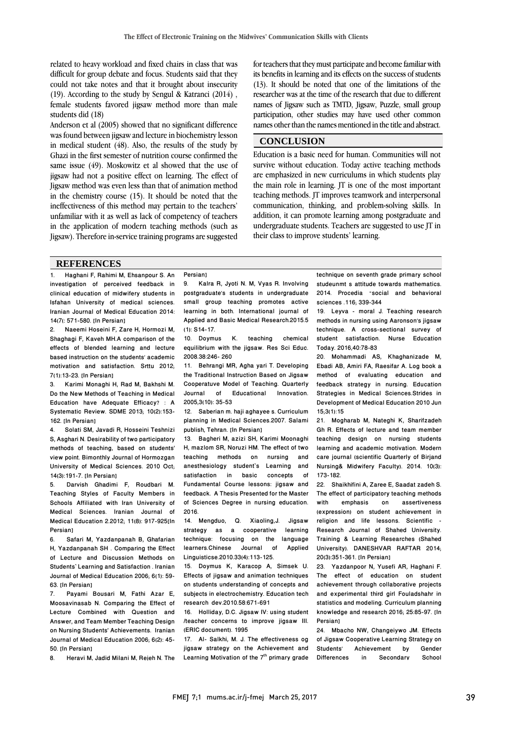related to heavy workload and fixed chairs in class that was difficult for group debate and focus. Students said that they could not take notes and that it brought about insecurity (19). According to the study by Sengul & Katranci (2014) , female students favored jigsaw method more than male students did (18)

Anderson et al (2005) showed that no significant difference was found between jigsaw and lecture in biochemistry lesson in medical student (48). Also, the results of the study by Ghazi in the first semester of nutrition course confirmed the same issue (49). Moskowitz et al showed that the use of jigsaw had not a positive effect on learning. The effect of Jigsaw method was even less than that of animation method in the chemistry course (15). It should be noted that the ineffectiveness of this method may pertain to the teachers' unfamiliar with it as well as lack of competency of teachers in the application of modern teaching methods (such as Jigsaw). Therefore in-service training programs are suggested for teachers that they must participate and become familiar with its benefits in learning and its effects on the success of students (13). It should be noted that one of the limitations of the researcher was at the time of the research that due to different names of Jigsaw such as TMTD, Jigsaw, Puzzle, small group participation, other studies may have used other common names other than the names mentioned in the title and abstract.

## CONCLUSION

Education is a basic need for human. Communities will not survive without education. Today active teaching methods are emphasized in new curriculums in which students play the main role in learning. JT is one of the most important teaching methods. JT improves teamwork and interpersonal communication, thinking, and problem-solving skills. In addition, it can promote learning among postgraduate and undergraduate students. Teachers are suggested to use JT in their class to improve students' learning.

## REFERENCES

1. Haghani F, Rahimi M, Ehsanpour S. An investigation of perceived feedback in clinical education of midwifery students in Isfahan University of medical sciences. Iranian Journal of Medical Education 2014: 14(7(: 571-580. [In Persian]
2. Naeemi Hoseini F, Zare H, Hormozi M, Shaghagi F, Kaveh MH.A comparison of the effects of blended learning and lecture based instruction on the students' academic motivation and satisfaction. Srttu 2012; 7(1):13-23. [In Persian]
3. Karimi Monaghi H, Rad M, Bakhshi M. Do the New Methods of Teaching in Medical Education have Adequate Efficacy? : A Systematic Review. SDME 2013; 10(2):153-162. [In Persian]
4. Solati SM, Javadi R, Hosseini Teshnizi S, Asghari N. Desirability of two participatory methods of teaching, based on students' view point. Bimonthly Journal of Hormozgan University of Medical Sciences. 2010 Oct; 14(3):191-7. [In Persian]
5. Darvish Ghadimi F, Roudbari M. Teaching Styles of Faculty Members in Schools Affiliated with Iran University of Medical Sciences. Iranian Journal of Medical Education 2.2012; 11(8): 917-925[In Persian]
6. Safari M, Yazdanpanah B, Ghafarian H, Yazdanpanah SH . Comparing the Effect of Lecture and Discussion Methods on Students` Learning and Satisfaction . Iranian Journal of Medical Education 2006; 6(1): 59-63. [In Persian]
7. Payami Bousari M, Fathi Azar E, Moosavinasab N. Comparing the Effect of Lecture Combined with Question and Answer, and Team Member Teaching Design on Nursing Students' Achievements. Iranian Journal of Medical Education 2006; 6(2): 45-50. [In Persian]
8. Heravi M, Jadid Milani M, Rejeh N. The Persian]
9. Kalra R, Jyoti N. M, Vyas R. Involving postgraduate's students in undergraduate small group teaching promotes active learning in both. International journal of Applied and Basic Medical Research.2015.5 (1): S14-17.
10. Doymus K. teaching chemical equilibrium with the jigsaw. Res Sci Educ. 2008.38:246- 260
11. Behrangi MR, Agha yari T. Developing the Traditional Instruction Based on Jigsaw Cooperatuve Model of Teaching. Quarterly Journal of Educational Innovation. 2005,3(10): 35-53
12. Saberian m. haji aghayee s. Curriculum planning in Medical Sciences.2007. Salami publish, Tehran. [In Persian]
13. Bagheri M, azizi SH, Karimi Moonaghi H, mazlom SR, Noruzi HM. The effect of two teaching methods on nursing and anesthesiology student`s Learning and satisfaction in basic concepts of Fundamental Course lessons: jigsaw and feedback. A Thesis Presented for the Master of Sciences Degree in nursing education. 2016.
14. Mengduo, Q. Xiaoling,J. Jigsaw strategy as a cooperative learning technique: focusing on the language learners.Chinese Journal of Applied Linguisticse.2010.33(4):113-125.
15. Doymus K, Karacop A, Simsek U. Effects of jigsaw and animation techniques on students understanding of concepts and subjects in electrochemistry. Education tech research dev.2010.58:671-691
16. Holliday, D.C. Jigsaw IV: using student /teacher concerns to improve jigsaw III. (ERIC document). 1995
17. Al- Salkhi, M. J. The effectiveness og jigsaw strategy on the Achievement and Learning Motivation of the 7th primary grade technique on seventh grade primary school studeunmt s attitude towards mathematics. 2014. Procedia ¬social and behavioral sciences .116; 339-344
19. Leyva - moral J. Teaching research methods in nursing using Aaronson's jigsaw technique. A cross-sectional survey of student satisfaction. Nurse Education Today. 2016,40:78-83
20. Mohammadi AS, Khaghanizade M, Ebadi AB, Amiri FA, Raesifar A. Log book a method of evaluating education and feedback strategy in nursing. Education Strategies in Medical Sciences.Strides in Development of Medical Education 2010 Jun 15;3(1):15
21. Mogharab M, Nateghi K, Sharifzadeh Gh R. Effects of lecture and team member teaching design on nursing students learning and academic motivation. Modern care journal (scientific Quarterly of Birjand Nursing& Midwifery Faculty). 2014. 10(3): 173-182.
22. Shaikhifini A, Zaree E, Saadat zadeh S. The effect of participatory teaching methods with emphasis on assertiveness (expression) on student achievement in religion and life lessons. Scientific - Research Journal of Shahed University. Training & Learning Researches (Shahed University). DANESHVAR RAFTAR 2014; 20(3):351-361. [In Persian]
23. Yazdanpoor N, Yusefi AR, Haghani F. The effect of education on student achievement through collaborative projects and experimental third girl Fouladshahr in statistics and modeling. Curriculum planning knowledge and research 2016; 25:85-97. [In Persian]
24. Mbacho NW, Changeiywo JM. Effects of Jigsaw Cooperative Learning Strategy on Students' Achievement by Gender Differences in Secondary School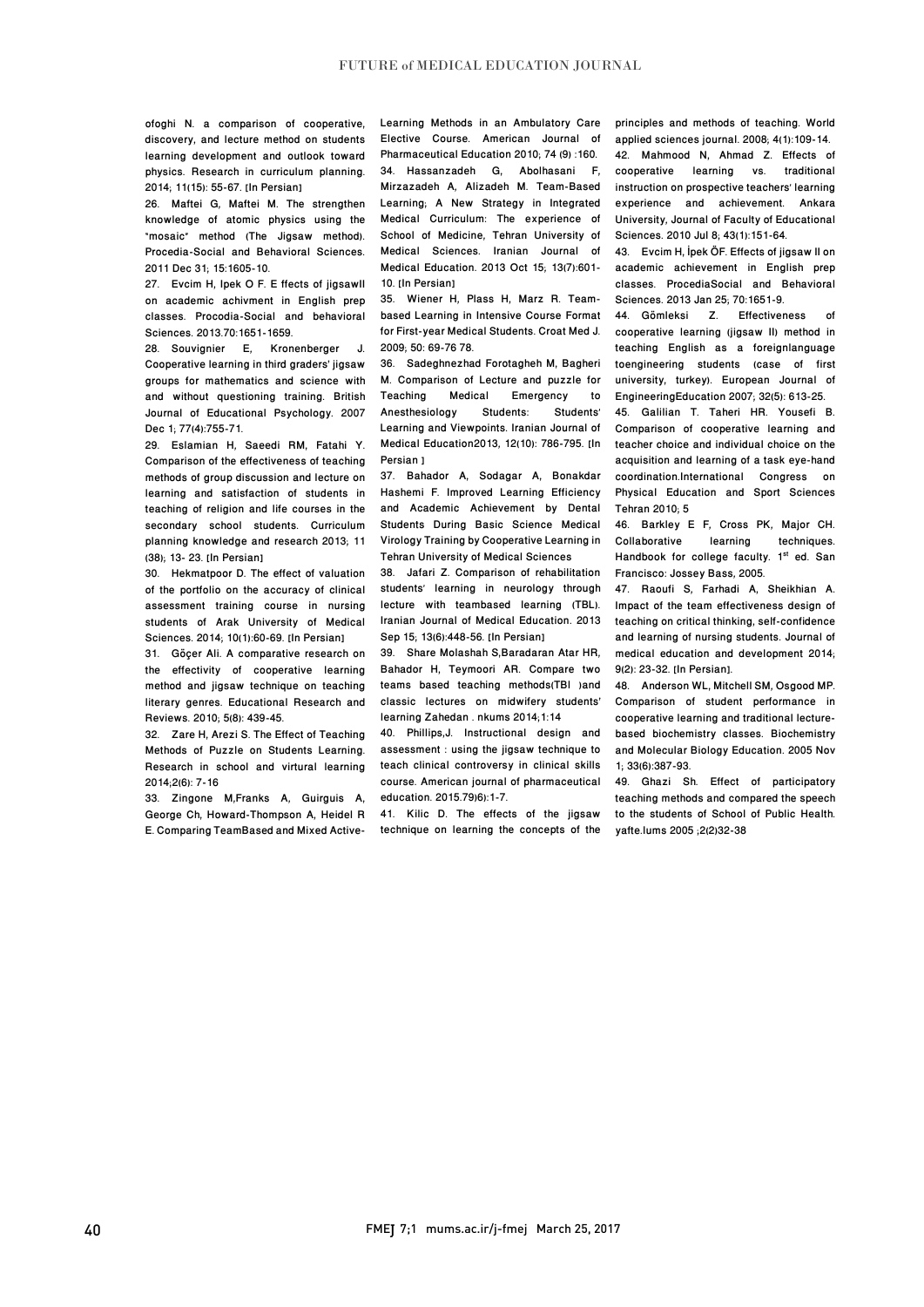ofoghi N. a comparison of cooperative, discovery, and lecture method on students learning development and outlook toward physics. Research in curriculum planning. 2014; 11(15): 55-67. [In Persian]

26. Maftei G, Maftei M. The strengthen knowledge of atomic physics using the "mosaic" method (The Jigsaw method). Procedia-Social and Behavioral Sciences. 2011 Dec 31; 15:1605-10.

27. Evcim H, Ipek O F. E ffects of jigsawII on academic achivment in English prep classes. Procodia-Social and behavioral Sciences. 2013.70:1651-1659.

28. Souvignier E, Kronenberger J. Cooperative learning in third graders' jigsaw groups for mathematics and science with and without questioning training. British Journal of Educational Psychology. 2007 Dec 1; 77(4):755-71.

29. Eslamian H, Saeedi RM, Fatahi Y. Comparison of the effectiveness of teaching methods of group discussion and lecture on learning and satisfaction of students in teaching of religion and life courses in the secondary school students. Curriculum planning knowledge and research 2013; 11 (38); 13- 23. [In Persian]

30. Hekmatpoor D. The effect of valuation of the portfolio on the accuracy of clinical assessment training course in nursing students of Arak University of Medical Sciences. 2014; 10(1):60-69. [In Persian]

31. Göçer Ali. A comparative research on the effectivity of cooperative learning method and jigsaw technique on teaching literary genres. Educational Research and Reviews. 2010; 5(8): 439-45.

32. Zare H, Arezi S. The Effect of Teaching Methods of Puzzle on Students Learning. Research in school and virtural learning 2014;2(6): 7-16

33. Zingone M,Franks A, Guirguis A, George Ch, Howard-Thompson A, Heidel R E. Comparing TeamBased and Mixed Active-Learning Methods in an Ambulatory Care Elective Course. American Journal of Pharmaceutical Education 2010; 74 (9) :160.

34. Hassanzadeh G, Abolhasani F, Mirzazadeh A, Alizadeh M. Team-Based Learning; A New Strategy in Integrated Medical Curriculum: The experience of School of Medicine, Tehran University of Medical Sciences. Iranian Journal of Medical Education. 2013 Oct 15; 13(7):601-10. [In Persian]

35. Wiener H, Plass H, Marz R. Team-based Learning in Intensive Course Format for First-year Medical Students. Croat Med J. 2009; 50: 69-76 78.

36. Sadeghnezhad Forotagheh M, Bagheri M. Comparison of Lecture and puzzle for Teaching Medical Emergency to Anesthesiology Students: Students' Learning and Viewpoints. Iranian Journal of Medical Education2013, 12(10): 786-795. [In Persian ]

37. Bahador A, Sodagar A, Bonakdar Hashemi F. Improved Learning Efficiency and Academic Achievement by Dental Students During Basic Science Medical Virology Training by Cooperative Learning in Tehran University of Medical Sciences

38. Jafari Z. Comparison of rehabilitation students' learning in neurology through lecture with teambased learning (TBL). Iranian Journal of Medical Education. 2013 Sep 15; 13(6):448-56. [In Persian]

39. Share Molashah S,Baradaran Atar HR, Bahador H, Teymoori AR. Compare two teams based teaching methods(TBl )and classic lectures on midwifery students' learning Zahedan . nkums 2014;1:14

40. Phillips,J. Instructional design and assessment : using the jigsaw technique to teach clinical controversy in clinical skills course. American journal of pharmaceutical education. 2015.79)6):1-7.

41. Kilic D. The effects of the jigsaw technique on learning the concepts of the principles and methods of teaching. World applied sciences journal. 2008; 4(1):109-14.

42. Mahmood N, Ahmad Z. Effects of cooperative learning vs. traditional instruction on prospective teachers' learning experience and achievement. Ankara University, Journal of Faculty of Educational Sciences. 2010 Jul 8; 43(1):151-64.

43. Evcim H, İpek ÖF. Effects of jigsaw II on academic achievement in English prep classes. ProcediaSocial and Behavioral Sciences. 2013 Jan 25; 70:1651-9.

44. Gömleksi Z. Effectiveness of cooperative learning (jigsaw II) method in teaching English as a foreignlanguage toengineering students (case of first university, turkey). European Journal of EngineeringEducation 2007; 32(5): 613-25.

45. Galilian T. Taheri HR. Yousefi B. Comparison of cooperative learning and teacher choice and individual choice on the acquisition and learning of a task eye-hand coordination.International Congress on Physical Education and Sport Sciences Tehran 2010; 5

46. Barkley E F, Cross PK, Major CH. Collaborative learning techniques. Handbook for college faculty. 1st ed. San Francisco: Jossey Bass, 2005.

47. Raoufi S, Farhadi A, Sheikhian A. Impact of the team effectiveness design of teaching on critical thinking, self-confidence and learning of nursing students. Journal of medical education and development 2014; 9(2): 23-32. [In Persian].

48. Anderson WL, Mitchell SM, Osgood MP. Comparison of student performance in cooperative learning and traditional lecture-based biochemistry classes. Biochemistry and Molecular Biology Education. 2005 Nov 1; 33(6):387-93.

49. Ghazi Sh. Effect of participatory teaching methods and compared the speech to the students of School of Public Health. yafte.lums 2005 ;2(2)32-38